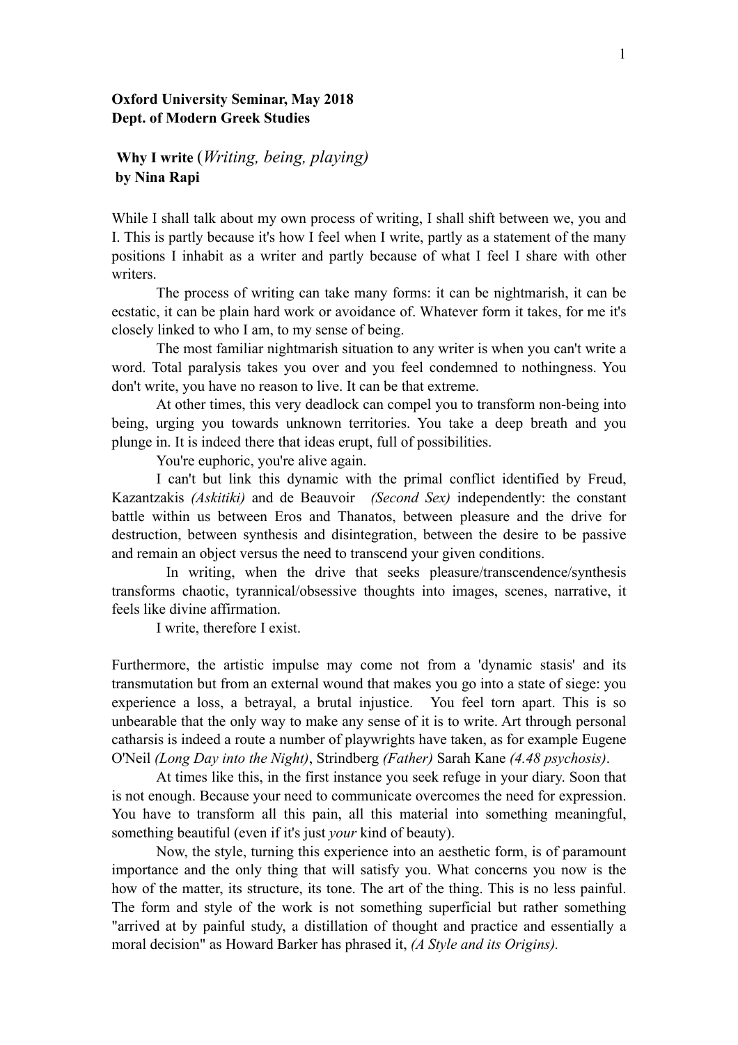**Oxford University Seminar, May 2018**
**Dept. of Modern Greek Studies**

# Why I write (*Writing, being, playing*)

**by Nina Rapi**

While I shall talk about my own process of writing, I shall shift between we, you and I. This is partly because it's how I feel when I write, partly as a statement of the many positions I inhabit as a writer and partly because of what I feel I share with other writers.

The process of writing can take many forms: it can be nightmarish, it can be ecstatic, it can be plain hard work or avoidance of. Whatever form it takes, for me it's closely linked to who I am, to my sense of being.

The most familiar nightmarish situation to any writer is when you can't write a word. Total paralysis takes you over and you feel condemned to nothingness. You don't write, you have no reason to live. It can be that extreme.

At other times, this very deadlock can compel you to transform non-being into being, urging you towards unknown territories. You take a deep breath and you plunge in. It is indeed there that ideas erupt, full of possibilities.

You're euphoric, you're alive again.

I can't but link this dynamic with the primal conflict identified by Freud, Kazantzakis *(Askitiki)* and de Beauvoir *(Second Sex)* independently: the constant battle within us between Eros and Thanatos, between pleasure and the drive for destruction, between synthesis and disintegration, between the desire to be passive and remain an object versus the need to transcend your given conditions.

In writing, when the drive that seeks pleasure/transcendence/synthesis transforms chaotic, tyrannical/obsessive thoughts into images, scenes, narrative, it feels like divine affirmation.

I write, therefore I exist.

Furthermore, the artistic impulse may come not from a 'dynamic stasis' and its transmutation but from an external wound that makes you go into a state of siege: you experience a loss, a betrayal, a brutal injustice. You feel torn apart. This is so unbearable that the only way to make any sense of it is to write. Art through personal catharsis is indeed a route a number of playwrights have taken, as for example Eugene O'Neil *(Long Day into the Night)*, Strindberg *(Father)* Sarah Kane *(4.48 psychosis)*.

At times like this, in the first instance you seek refuge in your diary. Soon that is not enough. Because your need to communicate overcomes the need for expression. You have to transform all this pain, all this material into something meaningful, something beautiful (even if it's just *your* kind of beauty).

Now, the style, turning this experience into an aesthetic form, is of paramount importance and the only thing that will satisfy you. What concerns you now is the how of the matter, its structure, its tone. The art of the thing. This is no less painful. The form and style of the work is not something superficial but rather something "arrived at by painful study, a distillation of thought and practice and essentially a moral decision" as Howard Barker has phrased it, *(A Style and its Origins).*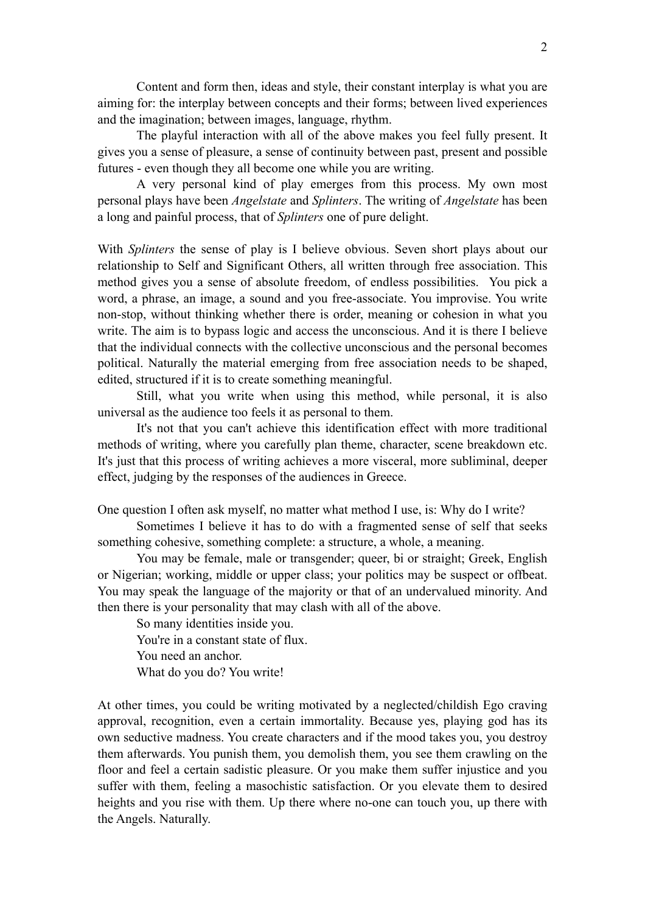Content and form then, ideas and style, their constant interplay is what you are aiming for: the interplay between concepts and their forms; between lived experiences and the imagination; between images, language, rhythm.

The playful interaction with all of the above makes you feel fully present. It gives you a sense of pleasure, a sense of continuity between past, present and possible futures - even though they all become one while you are writing.

A very personal kind of play emerges from this process. My own most personal plays have been *Angelstate* and *Splinters*. The writing of *Angelstate* has been a long and painful process, that of *Splinters* one of pure delight.

With *Splinters* the sense of play is I believe obvious. Seven short plays about our relationship to Self and Significant Others, all written through free association. This method gives you a sense of absolute freedom, of endless possibilities. You pick a word, a phrase, an image, a sound and you free-associate. You improvise. You write non-stop, without thinking whether there is order, meaning or cohesion in what you write. The aim is to bypass logic and access the unconscious. And it is there I believe that the individual connects with the collective unconscious and the personal becomes political. Naturally the material emerging from free association needs to be shaped, edited, structured if it is to create something meaningful.

Still, what you write when using this method, while personal, it is also universal as the audience too feels it as personal to them.

It's not that you can't achieve this identification effect with more traditional methods of writing, where you carefully plan theme, character, scene breakdown etc. It's just that this process of writing achieves a more visceral, more subliminal, deeper effect, judging by the responses of the audiences in Greece.

One question I often ask myself, no matter what method I use, is: Why do I write?

Sometimes I believe it has to do with a fragmented sense of self that seeks something cohesive, something complete: a structure, a whole, a meaning.

You may be female, male or transgender; queer, bi or straight; Greek, English or Nigerian; working, middle or upper class; your politics may be suspect or offbeat. You may speak the language of the majority or that of an undervalued minority. And then there is your personality that may clash with all of the above.

So many identities inside you.

You're in a constant state of flux.

You need an anchor.

What do you do? You write!

At other times, you could be writing motivated by a neglected/childish Ego craving approval, recognition, even a certain immortality. Because yes, playing god has its own seductive madness. You create characters and if the mood takes you, you destroy them afterwards. You punish them, you demolish them, you see them crawling on the floor and feel a certain sadistic pleasure. Or you make them suffer injustice and you suffer with them, feeling a masochistic satisfaction. Or you elevate them to desired heights and you rise with them. Up there where no-one can touch you, up there with the Angels. Naturally.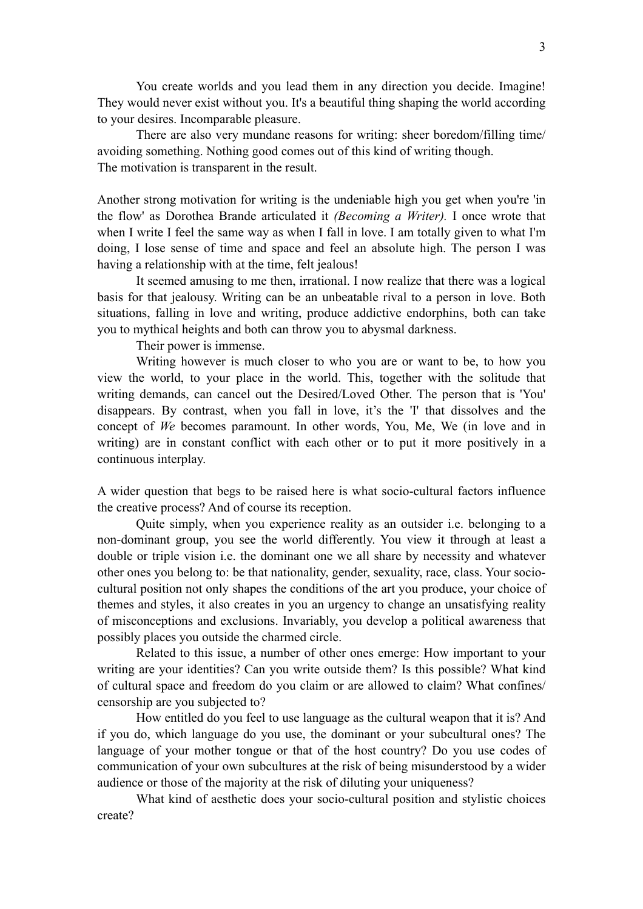You create worlds and you lead them in any direction you decide. Imagine! They would never exist without you. It's a beautiful thing shaping the world according to your desires. Incomparable pleasure.

There are also very mundane reasons for writing: sheer boredom/filling time/ avoiding something. Nothing good comes out of this kind of writing though.
The motivation is transparent in the result.

Another strong motivation for writing is the undeniable high you get when you're 'in the flow' as Dorothea Brande articulated it *(Becoming a Writer).* I once wrote that when I write I feel the same way as when I fall in love. I am totally given to what I'm doing, I lose sense of time and space and feel an absolute high. The person I was having a relationship with at the time, felt jealous!

It seemed amusing to me then, irrational. I now realize that there was a logical basis for that jealousy. Writing can be an unbeatable rival to a person in love. Both situations, falling in love and writing, produce addictive endorphins, both can take you to mythical heights and both can throw you to abysmal darkness.

Their power is immense.

Writing however is much closer to who you are or want to be, to how you view the world, to your place in the world. This, together with the solitude that writing demands, can cancel out the Desired/Loved Other. The person that is 'You' disappears. By contrast, when you fall in love, it's the 'I' that dissolves and the concept of *We* becomes paramount. In other words, You, Me, We (in love and in writing) are in constant conflict with each other or to put it more positively in a continuous interplay.

A wider question that begs to be raised here is what socio-cultural factors influence the creative process? And of course its reception.

Quite simply, when you experience reality as an outsider i.e. belonging to a non-dominant group, you see the world differently. You view it through at least a double or triple vision i.e. the dominant one we all share by necessity and whatever other ones you belong to: be that nationality, gender, sexuality, race, class. Your socio-cultural position not only shapes the conditions of the art you produce, your choice of themes and styles, it also creates in you an urgency to change an unsatisfying reality of misconceptions and exclusions. Invariably, you develop a political awareness that possibly places you outside the charmed circle.

Related to this issue, a number of other ones emerge: How important to your writing are your identities? Can you write outside them? Is this possible? What kind of cultural space and freedom do you claim or are allowed to claim? What confines/ censorship are you subjected to?

How entitled do you feel to use language as the cultural weapon that it is? And if you do, which language do you use, the dominant or your subcultural ones? The language of your mother tongue or that of the host country? Do you use codes of communication of your own subcultures at the risk of being misunderstood by a wider audience or those of the majority at the risk of diluting your uniqueness?

What kind of aesthetic does your socio-cultural position and stylistic choices create?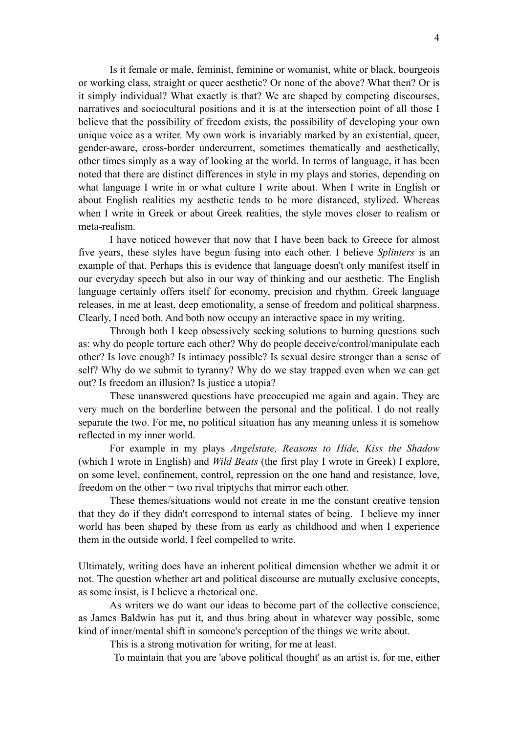Is it female or male, feminist, feminine or womanist, white or black, bourgeois or working class, straight or queer aesthetic? Or none of the above? What then? Or is it simply individual? What exactly is that? We are shaped by competing discourses, narratives and sociocultural positions and it is at the intersection point of all those I believe that the possibility of freedom exists, the possibility of developing your own unique voice as a writer. My own work is invariably marked by an existential, queer, gender-aware, cross-border undercurrent, sometimes thematically and aesthetically, other times simply as a way of looking at the world. In terms of language, it has been noted that there are distinct differences in style in my plays and stories, depending on what language I write in or what culture I write about. When I write in English or about English realities my aesthetic tends to be more distanced, stylized. Whereas when I write in Greek or about Greek realities, the style moves closer to realism or meta-realism.

I have noticed however that now that I have been back to Greece for almost five years, these styles have begun fusing into each other. I believe *Splinters* is an example of that. Perhaps this is evidence that language doesn't only manifest itself in our everyday speech but also in our way of thinking and our aesthetic. The English language certainly offers itself for economy, precision and rhythm. Greek language releases, in me at least, deep emotionality, a sense of freedom and political sharpness. Clearly, I need both. And both now occupy an interactive space in my writing.

Through both I keep obsessively seeking solutions to burning questions such as: why do people torture each other? Why do people deceive/control/manipulate each other? Is love enough? Is intimacy possible? Is sexual desire stronger than a sense of self? Why do we submit to tyranny? Why do we stay trapped even when we can get out? Is freedom an illusion? Is justice a utopia?

These unanswered questions have preoccupied me again and again. They are very much on the borderline between the personal and the political. I do not really separate the two. For me, no political situation has any meaning unless it is somehow reflected in my inner world.

For example in my plays *Angelstate, Reasons to Hide, Kiss the Shadow* (which I wrote in English) and *Wild Beats* (the first play I wrote in Greek) I explore, on some level, confinement, control, repression on the one hand and resistance, love, freedom on the other = two rival triptychs that mirror each other.

These themes/situations would not create in me the constant creative tension that they do if they didn't correspond to internal states of being. I believe my inner world has been shaped by these from as early as childhood and when I experience them in the outside world, I feel compelled to write.

Ultimately, writing does have an inherent political dimension whether we admit it or not. The question whether art and political discourse are mutually exclusive concepts, as some insist, is I believe a rhetorical one.

As writers we do want our ideas to become part of the collective conscience, as James Baldwin has put it, and thus bring about in whatever way possible, some kind of inner/mental shift in someone's perception of the things we write about.

This is a strong motivation for writing, for me at least.

To maintain that you are 'above political thought' as an artist is, for me, either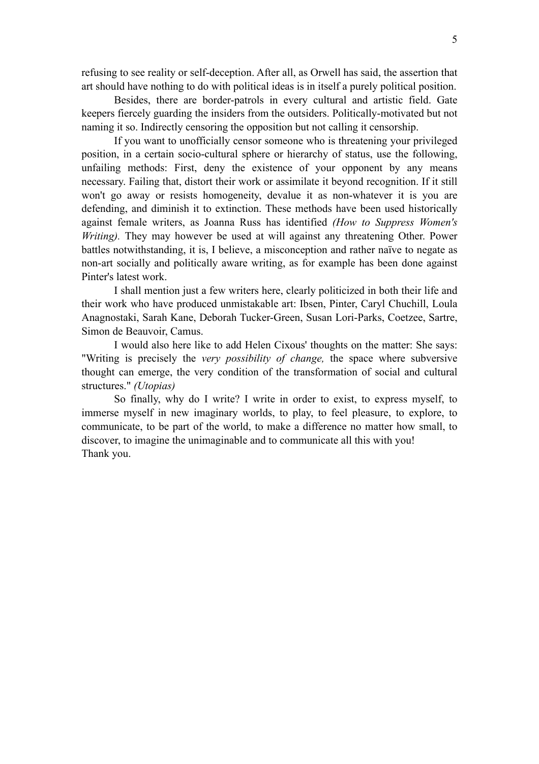refusing to see reality or self-deception. After all, as Orwell has said, the assertion that art should have nothing to do with political ideas is in itself a purely political position.

Besides, there are border-patrols in every cultural and artistic field. Gate keepers fiercely guarding the insiders from the outsiders. Politically-motivated but not naming it so. Indirectly censoring the opposition but not calling it censorship.

If you want to unofficially censor someone who is threatening your privileged position, in a certain socio-cultural sphere or hierarchy of status, use the following, unfailing methods: First, deny the existence of your opponent by any means necessary. Failing that, distort their work or assimilate it beyond recognition. If it still won't go away or resists homogeneity, devalue it as non-whatever it is you are defending, and diminish it to extinction. These methods have been used historically against female writers, as Joanna Russ has identified *(How to Suppress Women's Writing).* They may however be used at will against any threatening Other. Power battles notwithstanding, it is, I believe, a misconception and rather naïve to negate as non-art socially and politically aware writing, as for example has been done against Pinter's latest work.

I shall mention just a few writers here, clearly politicized in both their life and their work who have produced unmistakable art: Ibsen, Pinter, Caryl Chuchill, Loula Anagnostaki, Sarah Kane, Deborah Tucker-Green, Susan Lori-Parks, Coetzee, Sartre, Simon de Beauvoir, Camus.

I would also here like to add Helen Cixous' thoughts on the matter: She says: "Writing is precisely the *very possibility of change,* the space where subversive thought can emerge, the very condition of the transformation of social and cultural structures." *(Utopias)*

So finally, why do I write? I write in order to exist, to express myself, to immerse myself in new imaginary worlds, to play, to feel pleasure, to explore, to communicate, to be part of the world, to make a difference no matter how small, to discover, to imagine the unimaginable and to communicate all this with you!
Thank you.